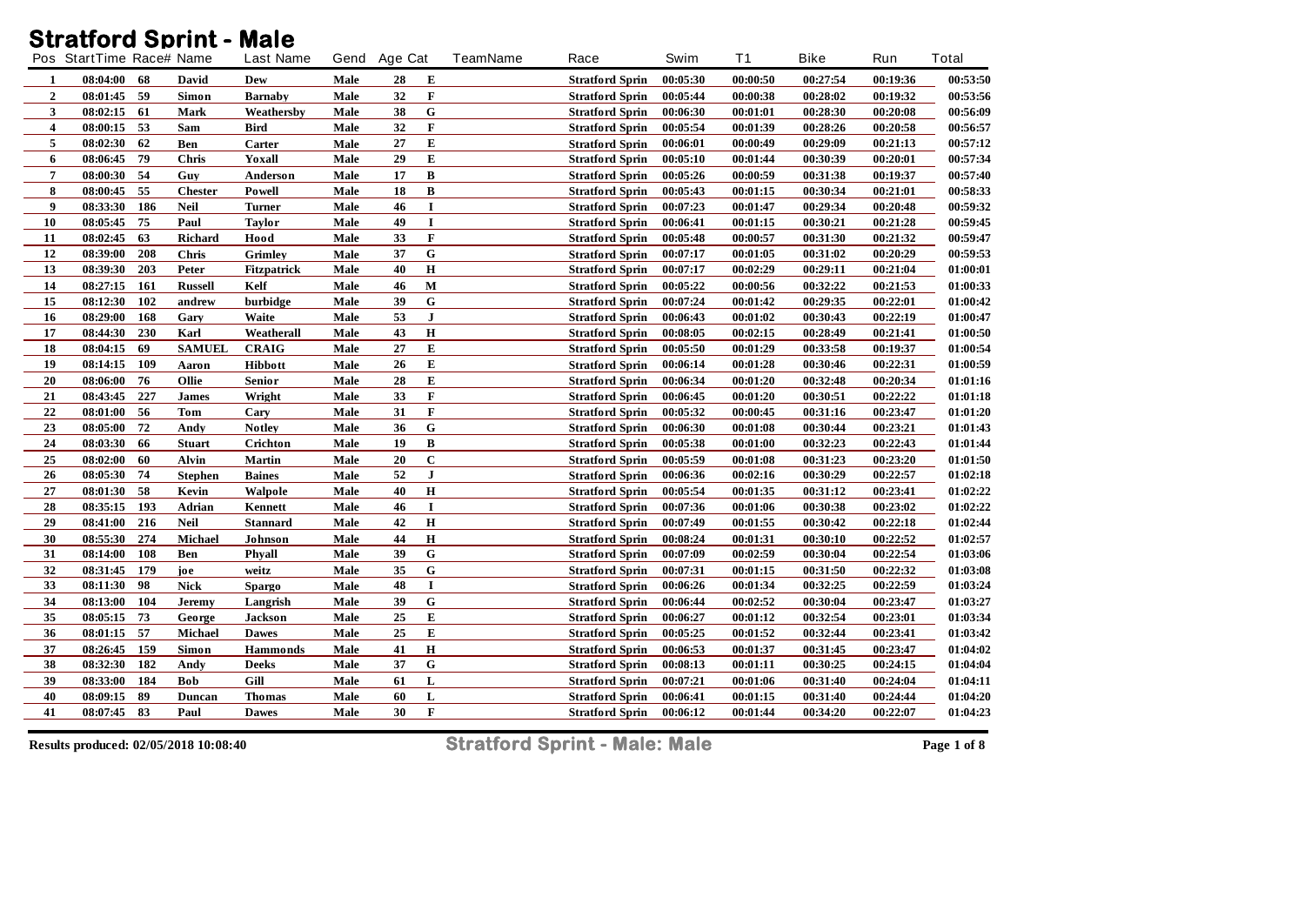# Stratford Sprint - Male

| Pos | StartTime | Race# | Name | Last Name | Gend | Age | Cat | TeamName | Race | Swim | T1 | Bike | Run | Total |
|---|---|---|---|---|---|---|---|---|---|---|---|---|---|---|
| 1 | 08:04:00 | 68 | David | Dew | Male | 28 | E | | Stratford Sprin | 00:05:30 | 00:00:50 | 00:27:54 | 00:19:36 | 00:53:50 |
| 2 | 08:01:45 | 59 | Simon | Barnaby | Male | 32 | F | | Stratford Sprin | 00:05:44 | 00:00:38 | 00:28:02 | 00:19:32 | 00:53:56 |
| 3 | 08:02:15 | 61 | Mark | Weathersby | Male | 38 | G | | Stratford Sprin | 00:06:30 | 00:01:01 | 00:28:30 | 00:20:08 | 00:56:09 |
| 4 | 08:00:15 | 53 | Sam | Bird | Male | 32 | F | | Stratford Sprin | 00:05:54 | 00:01:39 | 00:28:26 | 00:20:58 | 00:56:57 |
| 5 | 08:02:30 | 62 | Ben | Carter | Male | 27 | E | | Stratford Sprin | 00:06:01 | 00:00:49 | 00:29:09 | 00:21:13 | 00:57:12 |
| 6 | 08:06:45 | 79 | Chris | Yoxall | Male | 29 | E | | Stratford Sprin | 00:05:10 | 00:01:44 | 00:30:39 | 00:20:01 | 00:57:34 |
| 7 | 08:00:30 | 54 | Guy | Anderson | Male | 17 | B | | Stratford Sprin | 00:05:26 | 00:00:59 | 00:31:38 | 00:19:37 | 00:57:40 |
| 8 | 08:00:45 | 55 | Chester | Powell | Male | 18 | B | | Stratford Sprin | 00:05:43 | 00:01:15 | 00:30:34 | 00:21:01 | 00:58:33 |
| 9 | 08:33:30 | 186 | Neil | Turner | Male | 46 | I | | Stratford Sprin | 00:07:23 | 00:01:47 | 00:29:34 | 00:20:48 | 00:59:32 |
| 10 | 08:05:45 | 75 | Paul | Taylor | Male | 49 | I | | Stratford Sprin | 00:06:41 | 00:01:15 | 00:30:21 | 00:21:28 | 00:59:45 |
| 11 | 08:02:45 | 63 | Richard | Hood | Male | 33 | F | | Stratford Sprin | 00:05:48 | 00:00:57 | 00:31:30 | 00:21:32 | 00:59:47 |
| 12 | 08:39:00 | 208 | Chris | Grimley | Male | 37 | G | | Stratford Sprin | 00:07:17 | 00:01:05 | 00:31:02 | 00:20:29 | 00:59:53 |
| 13 | 08:39:30 | 203 | Peter | Fitzpatrick | Male | 40 | H | | Stratford Sprin | 00:07:17 | 00:02:29 | 00:29:11 | 00:21:04 | 01:00:01 |
| 14 | 08:27:15 | 161 | Russell | Kelf | Male | 46 | M | | Stratford Sprin | 00:05:22 | 00:00:56 | 00:32:22 | 00:21:53 | 01:00:33 |
| 15 | 08:12:30 | 102 | andrew | burbidge | Male | 39 | G | | Stratford Sprin | 00:07:24 | 00:01:42 | 00:29:35 | 00:22:01 | 01:00:42 |
| 16 | 08:29:00 | 168 | Gary | Waite | Male | 53 | J | | Stratford Sprin | 00:06:43 | 00:01:02 | 00:30:43 | 00:22:19 | 01:00:47 |
| 17 | 08:44:30 | 230 | Karl | Weatherall | Male | 43 | H | | Stratford Sprin | 00:08:05 | 00:02:15 | 00:28:49 | 00:21:41 | 01:00:50 |
| 18 | 08:04:15 | 69 | SAMUEL | CRAIG | Male | 27 | E | | Stratford Sprin | 00:05:50 | 00:01:29 | 00:33:58 | 00:19:37 | 01:00:54 |
| 19 | 08:14:15 | 109 | Aaron | Hibbott | Male | 26 | E | | Stratford Sprin | 00:06:14 | 00:01:28 | 00:30:46 | 00:22:31 | 01:00:59 |
| 20 | 08:06:00 | 76 | Ollie | Senior | Male | 28 | E | | Stratford Sprin | 00:06:34 | 00:01:20 | 00:32:48 | 00:20:34 | 01:01:16 |
| 21 | 08:43:45 | 227 | James | Wright | Male | 33 | F | | Stratford Sprin | 00:06:45 | 00:01:20 | 00:30:51 | 00:22:22 | 01:01:18 |
| 22 | 08:01:00 | 56 | Tom | Cary | Male | 31 | F | | Stratford Sprin | 00:05:32 | 00:00:45 | 00:31:16 | 00:23:47 | 01:01:20 |
| 23 | 08:05:00 | 72 | Andy | Notley | Male | 36 | G | | Stratford Sprin | 00:06:30 | 00:01:08 | 00:30:44 | 00:23:21 | 01:01:43 |
| 24 | 08:03:30 | 66 | Stuart | Crichton | Male | 19 | B | | Stratford Sprin | 00:05:38 | 00:01:00 | 00:32:23 | 00:22:43 | 01:01:44 |
| 25 | 08:02:00 | 60 | Alvin | Martin | Male | 20 | C | | Stratford Sprin | 00:05:59 | 00:01:08 | 00:31:23 | 00:23:20 | 01:01:50 |
| 26 | 08:05:30 | 74 | Stephen | Baines | Male | 52 | J | | Stratford Sprin | 00:06:36 | 00:02:16 | 00:30:29 | 00:22:57 | 01:02:18 |
| 27 | 08:01:30 | 58 | Kevin | Walpole | Male | 40 | H | | Stratford Sprin | 00:05:54 | 00:01:35 | 00:31:12 | 00:23:41 | 01:02:22 |
| 28 | 08:35:15 | 193 | Adrian | Kennett | Male | 46 | I | | Stratford Sprin | 00:07:36 | 00:01:06 | 00:30:38 | 00:23:02 | 01:02:22 |
| 29 | 08:41:00 | 216 | Neil | Stannard | Male | 42 | H | | Stratford Sprin | 00:07:49 | 00:01:55 | 00:30:42 | 00:22:18 | 01:02:44 |
| 30 | 08:55:30 | 274 | Michael | Johnson | Male | 44 | H | | Stratford Sprin | 00:08:24 | 00:01:31 | 00:30:10 | 00:22:52 | 01:02:57 |
| 31 | 08:14:00 | 108 | Ben | Phyall | Male | 39 | G | | Stratford Sprin | 00:07:09 | 00:02:59 | 00:30:04 | 00:22:54 | 01:03:06 |
| 32 | 08:31:45 | 179 | joe | weitz | Male | 35 | G | | Stratford Sprin | 00:07:31 | 00:01:15 | 00:31:50 | 00:22:32 | 01:03:08 |
| 33 | 08:11:30 | 98 | Nick | Spargo | Male | 48 | I | | Stratford Sprin | 00:06:26 | 00:01:34 | 00:32:25 | 00:22:59 | 01:03:24 |
| 34 | 08:13:00 | 104 | Jeremy | Langrish | Male | 39 | G | | Stratford Sprin | 00:06:44 | 00:02:52 | 00:30:04 | 00:23:47 | 01:03:27 |
| 35 | 08:05:15 | 73 | George | Jackson | Male | 25 | E | | Stratford Sprin | 00:06:27 | 00:01:12 | 00:32:54 | 00:23:01 | 01:03:34 |
| 36 | 08:01:15 | 57 | Michael | Dawes | Male | 25 | E | | Stratford Sprin | 00:05:25 | 00:01:52 | 00:32:44 | 00:23:41 | 01:03:42 |
| 37 | 08:26:45 | 159 | Simon | Hammonds | Male | 41 | H | | Stratford Sprin | 00:06:53 | 00:01:37 | 00:31:45 | 00:23:47 | 01:04:02 |
| 38 | 08:32:30 | 182 | Andy | Deeks | Male | 37 | G | | Stratford Sprin | 00:08:13 | 00:01:11 | 00:30:25 | 00:24:15 | 01:04:04 |
| 39 | 08:33:00 | 184 | Bob | Gill | Male | 61 | L | | Stratford Sprin | 00:07:21 | 00:01:06 | 00:31:40 | 00:24:04 | 01:04:11 |
| 40 | 08:09:15 | 89 | Duncan | Thomas | Male | 60 | L | | Stratford Sprin | 00:06:41 | 00:01:15 | 00:31:40 | 00:24:44 | 01:04:20 |
| 41 | 08:07:45 | 83 | Paul | Dawes | Male | 30 | F | | Stratford Sprin | 00:06:12 | 00:01:44 | 00:34:20 | 00:22:07 | 01:04:23 |

Results produced: 02/05/2018 10:08:40

Stratford Sprint - Male: Male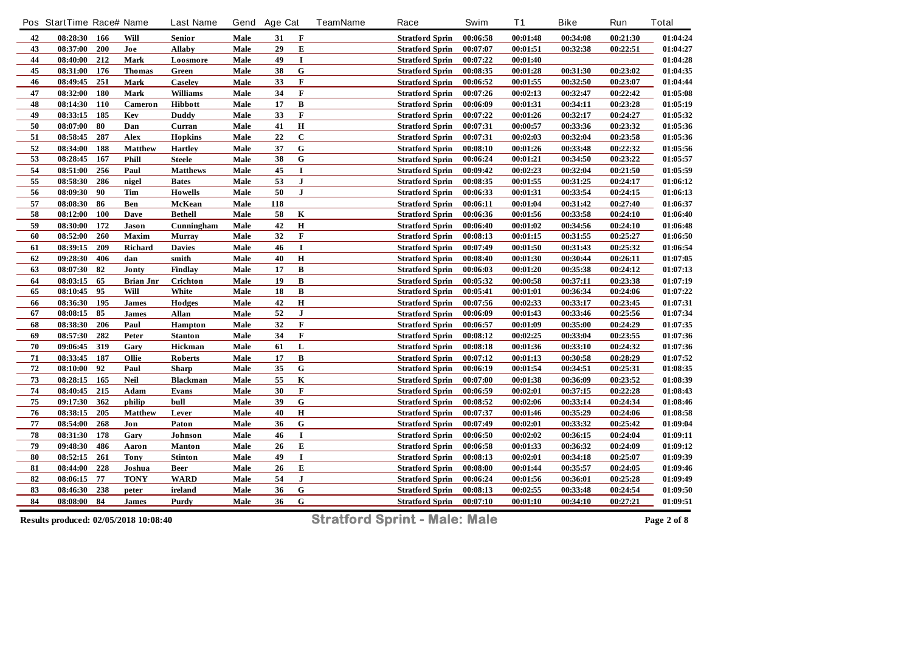| Pos | StartTime | Race# | Name | Last Name | Gend | Age | Cat | TeamName | Race | Swim | T1 | Bike | Run | Total |
|---|---|---|---|---|---|---|---|---|---|---|---|---|---|---|
| 42 | 08:28:30 | 166 | Will | Senior | Male | 31 | F | | Stratford Sprin | 00:06:58 | 00:01:48 | 00:34:08 | 00:21:30 | 01:04:24 |
| 43 | 08:37:00 | 200 | Joe | Allaby | Male | 29 | E | | Stratford Sprin | 00:07:07 | 00:01:51 | 00:32:38 | 00:22:51 | 01:04:27 |
| 44 | 08:40:00 | 212 | Mark | Loosmore | Male | 49 | I | | Stratford Sprin | 00:07:22 | 00:01:40 | | | 01:04:28 |
| 45 | 08:31:00 | 176 | Thomas | Green | Male | 38 | G | | Stratford Sprin | 00:08:35 | 00:01:28 | 00:31:30 | 00:23:02 | 01:04:35 |
| 46 | 08:49:45 | 251 | Mark | Caseley | Male | 33 | F | | Stratford Sprin | 00:06:52 | 00:01:55 | 00:32:50 | 00:23:07 | 01:04:44 |
| 47 | 08:32:00 | 180 | Mark | Williams | Male | 34 | F | | Stratford Sprin | 00:07:26 | 00:02:13 | 00:32:47 | 00:22:42 | 01:05:08 |
| 48 | 08:14:30 | 110 | Cameron | Hibbott | Male | 17 | B | | Stratford Sprin | 00:06:09 | 00:01:31 | 00:34:11 | 00:23:28 | 01:05:19 |
| 49 | 08:33:15 | 185 | Kev | Duddy | Male | 33 | F | | Stratford Sprin | 00:07:22 | 00:01:26 | 00:32:17 | 00:24:27 | 01:05:32 |
| 50 | 08:07:00 | 80 | Dan | Curran | Male | 41 | H | | Stratford Sprin | 00:07:31 | 00:00:57 | 00:33:36 | 00:23:32 | 01:05:36 |
| 51 | 08:58:45 | 287 | Alex | Hopkins | Male | 22 | C | | Stratford Sprin | 00:07:31 | 00:02:03 | 00:32:04 | 00:23:58 | 01:05:36 |
| 52 | 08:34:00 | 188 | Matthew | Hartley | Male | 37 | G | | Stratford Sprin | 00:08:10 | 00:01:26 | 00:33:48 | 00:22:32 | 01:05:56 |
| 53 | 08:28:45 | 167 | Phill | Steele | Male | 38 | G | | Stratford Sprin | 00:06:24 | 00:01:21 | 00:34:50 | 00:23:22 | 01:05:57 |
| 54 | 08:51:00 | 256 | Paul | Matthews | Male | 45 | I | | Stratford Sprin | 00:09:42 | 00:02:23 | 00:32:04 | 00:21:50 | 01:05:59 |
| 55 | 08:58:30 | 286 | nigel | Bates | Male | 53 | J | | Stratford Sprin | 00:08:35 | 00:01:55 | 00:31:25 | 00:24:17 | 01:06:12 |
| 56 | 08:09:30 | 90 | Tim | Howells | Male | 50 | J | | Stratford Sprin | 00:06:33 | 00:01:31 | 00:33:54 | 00:24:15 | 01:06:13 |
| 57 | 08:08:30 | 86 | Ben | McKean | Male | 118 | | | Stratford Sprin | 00:06:11 | 00:01:04 | 00:31:42 | 00:27:40 | 01:06:37 |
| 58 | 08:12:00 | 100 | Dave | Bethell | Male | 58 | K | | Stratford Sprin | 00:06:36 | 00:01:56 | 00:33:58 | 00:24:10 | 01:06:40 |
| 59 | 08:30:00 | 172 | Jason | Cunningham | Male | 42 | H | | Stratford Sprin | 00:06:40 | 00:01:02 | 00:34:56 | 00:24:10 | 01:06:48 |
| 60 | 08:52:00 | 260 | Maxim | Murray | Male | 32 | F | | Stratford Sprin | 00:08:13 | 00:01:15 | 00:31:55 | 00:25:27 | 01:06:50 |
| 61 | 08:39:15 | 209 | Richard | Davies | Male | 46 | I | | Stratford Sprin | 00:07:49 | 00:01:50 | 00:31:43 | 00:25:32 | 01:06:54 |
| 62 | 09:28:30 | 406 | dan | smith | Male | 40 | H | | Stratford Sprin | 00:08:40 | 00:01:30 | 00:30:44 | 00:26:11 | 01:07:05 |
| 63 | 08:07:30 | 82 | Jonty | Findlay | Male | 17 | B | | Stratford Sprin | 00:06:03 | 00:01:20 | 00:35:38 | 00:24:12 | 01:07:13 |
| 64 | 08:03:15 | 65 | Brian Jnr | Crichton | Male | 19 | B | | Stratford Sprin | 00:05:32 | 00:00:58 | 00:37:11 | 00:23:38 | 01:07:19 |
| 65 | 08:10:45 | 95 | Will | White | Male | 18 | B | | Stratford Sprin | 00:05:41 | 00:01:01 | 00:36:34 | 00:24:06 | 01:07:22 |
| 66 | 08:36:30 | 195 | James | Hodges | Male | 42 | H | | Stratford Sprin | 00:07:56 | 00:02:33 | 00:33:17 | 00:23:45 | 01:07:31 |
| 67 | 08:08:15 | 85 | James | Allan | Male | 52 | J | | Stratford Sprin | 00:06:09 | 00:01:43 | 00:33:46 | 00:25:56 | 01:07:34 |
| 68 | 08:38:30 | 206 | Paul | Hampton | Male | 32 | F | | Stratford Sprin | 00:06:57 | 00:01:09 | 00:35:00 | 00:24:29 | 01:07:35 |
| 69 | 08:57:30 | 282 | Peter | Stanton | Male | 34 | F | | Stratford Sprin | 00:08:12 | 00:02:25 | 00:33:04 | 00:23:55 | 01:07:36 |
| 70 | 09:06:45 | 319 | Gary | Hickman | Male | 61 | L | | Stratford Sprin | 00:08:18 | 00:01:36 | 00:33:10 | 00:24:32 | 01:07:36 |
| 71 | 08:33:45 | 187 | Ollie | Roberts | Male | 17 | B | | Stratford Sprin | 00:07:12 | 00:01:13 | 00:30:58 | 00:28:29 | 01:07:52 |
| 72 | 08:10:00 | 92 | Paul | Sharp | Male | 35 | G | | Stratford Sprin | 00:06:19 | 00:01:54 | 00:34:51 | 00:25:31 | 01:08:35 |
| 73 | 08:28:15 | 165 | Neil | Blackman | Male | 55 | K | | Stratford Sprin | 00:07:00 | 00:01:38 | 00:36:09 | 00:23:52 | 01:08:39 |
| 74 | 08:40:45 | 215 | Adam | Evans | Male | 30 | F | | Stratford Sprin | 00:06:59 | 00:02:01 | 00:37:15 | 00:22:28 | 01:08:43 |
| 75 | 09:17:30 | 362 | philip | bull | Male | 39 | G | | Stratford Sprin | 00:08:52 | 00:02:06 | 00:33:14 | 00:24:34 | 01:08:46 |
| 76 | 08:38:15 | 205 | Matthew | Lever | Male | 40 | H | | Stratford Sprin | 00:07:37 | 00:01:46 | 00:35:29 | 00:24:06 | 01:08:58 |
| 77 | 08:54:00 | 268 | Jon | Paton | Male | 36 | G | | Stratford Sprin | 00:07:49 | 00:02:01 | 00:33:32 | 00:25:42 | 01:09:04 |
| 78 | 08:31:30 | 178 | Gary | Johnson | Male | 46 | I | | Stratford Sprin | 00:06:50 | 00:02:02 | 00:36:15 | 00:24:04 | 01:09:11 |
| 79 | 09:48:30 | 486 | Aaron | Manton | Male | 26 | E | | Stratford Sprin | 00:06:58 | 00:01:33 | 00:36:32 | 00:24:09 | 01:09:12 |
| 80 | 08:52:15 | 261 | Tony | Stinton | Male | 49 | I | | Stratford Sprin | 00:08:13 | 00:02:01 | 00:34:18 | 00:25:07 | 01:09:39 |
| 81 | 08:44:00 | 228 | Joshua | Beer | Male | 26 | E | | Stratford Sprin | 00:08:00 | 00:01:44 | 00:35:57 | 00:24:05 | 01:09:46 |
| 82 | 08:06:15 | 77 | TONY | WARD | Male | 54 | J | | Stratford Sprin | 00:06:24 | 00:01:56 | 00:36:01 | 00:25:28 | 01:09:49 |
| 83 | 08:46:30 | 238 | peter | ireland | Male | 36 | G | | Stratford Sprin | 00:08:13 | 00:02:55 | 00:33:48 | 00:24:54 | 01:09:50 |
| 84 | 08:08:00 | 84 | James | Purdy | Male | 36 | G | | Stratford Sprin | 00:07:10 | 00:01:10 | 00:34:10 | 00:27:21 | 01:09:51 |

Results produced: 02/05/2018 10:08:40

**Stratford Sprint - Male: Male**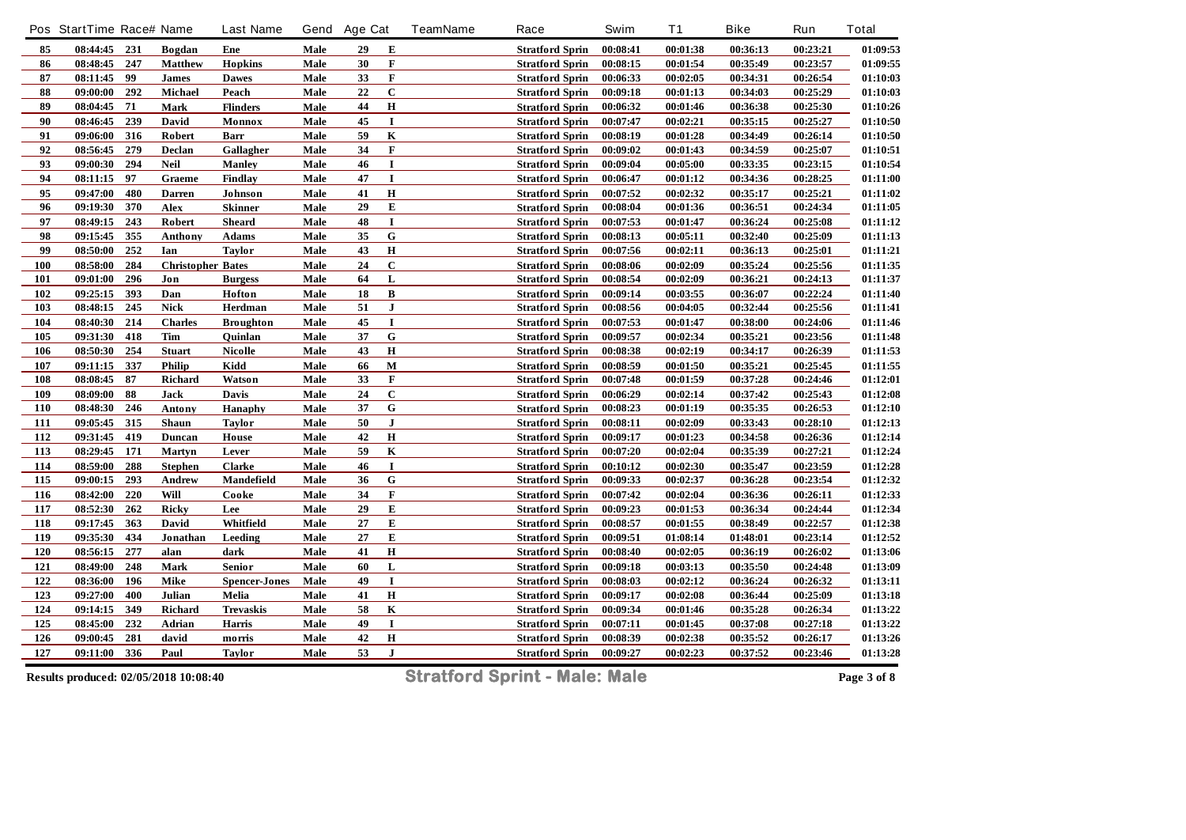| Pos | StartTime | Race# | Name | Last Name | Gend | Age | Cat | TeamName | Race | Swim | T1 | Bike | Run | Total |
|---|---|---|---|---|---|---|---|---|---|---|---|---|---|---|
| 85 | 08:44:45 | 231 | Bogdan | Ene | Male | 29 | E | | Stratford Sprin | 00:08:41 | 00:01:38 | 00:36:13 | 00:23:21 | 01:09:53 |
| 86 | 08:48:45 | 247 | Matthew | Hopkins | Male | 30 | F | | Stratford Sprin | 00:08:15 | 00:01:54 | 00:35:49 | 00:23:57 | 01:09:55 |
| 87 | 08:11:45 | 99 | James | Dawes | Male | 33 | F | | Stratford Sprin | 00:06:33 | 00:02:05 | 00:34:31 | 00:26:54 | 01:10:03 |
| 88 | 09:00:00 | 292 | Michael | Peach | Male | 22 | C | | Stratford Sprin | 00:09:18 | 00:01:13 | 00:34:03 | 00:25:29 | 01:10:03 |
| 89 | 08:04:45 | 71 | Mark | Flinders | Male | 44 | H | | Stratford Sprin | 00:06:32 | 00:01:46 | 00:36:38 | 00:25:30 | 01:10:26 |
| 90 | 08:46:45 | 239 | David | Monnox | Male | 45 | I | | Stratford Sprin | 00:07:47 | 00:02:21 | 00:35:15 | 00:25:27 | 01:10:50 |
| 91 | 09:06:00 | 316 | Robert | Barr | Male | 59 | K | | Stratford Sprin | 00:08:19 | 00:01:28 | 00:34:49 | 00:26:14 | 01:10:50 |
| 92 | 08:56:45 | 279 | Declan | Gallagher | Male | 34 | F | | Stratford Sprin | 00:09:02 | 00:01:43 | 00:34:59 | 00:25:07 | 01:10:51 |
| 93 | 09:00:30 | 294 | Neil | Manley | Male | 46 | I | | Stratford Sprin | 00:09:04 | 00:05:00 | 00:33:35 | 00:23:15 | 01:10:54 |
| 94 | 08:11:15 | 97 | Graeme | Findlay | Male | 47 | I | | Stratford Sprin | 00:06:47 | 00:01:12 | 00:34:36 | 00:28:25 | 01:11:00 |
| 95 | 09:47:00 | 480 | Darren | Johnson | Male | 41 | H | | Stratford Sprin | 00:07:52 | 00:02:32 | 00:35:17 | 00:25:21 | 01:11:02 |
| 96 | 09:19:30 | 370 | Alex | Skinner | Male | 29 | E | | Stratford Sprin | 00:08:04 | 00:01:36 | 00:36:51 | 00:24:34 | 01:11:05 |
| 97 | 08:49:15 | 243 | Robert | Sheard | Male | 48 | I | | Stratford Sprin | 00:07:53 | 00:01:47 | 00:36:24 | 00:25:08 | 01:11:12 |
| 98 | 09:15:45 | 355 | Anthony | Adams | Male | 35 | G | | Stratford Sprin | 00:08:13 | 00:05:11 | 00:32:40 | 00:25:09 | 01:11:13 |
| 99 | 08:50:00 | 252 | Ian | Taylor | Male | 43 | H | | Stratford Sprin | 00:07:56 | 00:02:11 | 00:36:13 | 00:25:01 | 01:11:21 |
| 100 | 08:58:00 | 284 | Christopher | Bates | Male | 24 | C | | Stratford Sprin | 00:08:06 | 00:02:09 | 00:35:24 | 00:25:56 | 01:11:35 |
| 101 | 09:01:00 | 296 | Jon | Burgess | Male | 64 | L | | Stratford Sprin | 00:08:54 | 00:02:09 | 00:36:21 | 00:24:13 | 01:11:37 |
| 102 | 09:25:15 | 393 | Dan | Hofton | Male | 18 | B | | Stratford Sprin | 00:09:14 | 00:03:55 | 00:36:07 | 00:22:24 | 01:11:40 |
| 103 | 08:48:15 | 245 | Nick | Herdman | Male | 51 | J | | Stratford Sprin | 00:08:56 | 00:04:05 | 00:32:44 | 00:25:56 | 01:11:41 |
| 104 | 08:40:30 | 214 | Charles | Broughton | Male | 45 | I | | Stratford Sprin | 00:07:53 | 00:01:47 | 00:38:00 | 00:24:06 | 01:11:46 |
| 105 | 09:31:30 | 418 | Tim | Quinlan | Male | 37 | G | | Stratford Sprin | 00:09:57 | 00:02:34 | 00:35:21 | 00:23:56 | 01:11:48 |
| 106 | 08:50:30 | 254 | Stuart | Nicolle | Male | 43 | H | | Stratford Sprin | 00:08:38 | 00:02:19 | 00:34:17 | 00:26:39 | 01:11:53 |
| 107 | 09:11:15 | 337 | Philip | Kidd | Male | 66 | M | | Stratford Sprin | 00:08:59 | 00:01:50 | 00:35:21 | 00:25:45 | 01:11:55 |
| 108 | 08:08:45 | 87 | Richard | Watson | Male | 33 | F | | Stratford Sprin | 00:07:48 | 00:01:59 | 00:37:28 | 00:24:46 | 01:12:01 |
| 109 | 08:09:00 | 88 | Jack | Davis | Male | 24 | C | | Stratford Sprin | 00:06:29 | 00:02:14 | 00:37:42 | 00:25:43 | 01:12:08 |
| 110 | 08:48:30 | 246 | Antony | Hanaphy | Male | 37 | G | | Stratford Sprin | 00:08:23 | 00:01:19 | 00:35:35 | 00:26:53 | 01:12:10 |
| 111 | 09:05:45 | 315 | Shaun | Taylor | Male | 50 | J | | Stratford Sprin | 00:08:11 | 00:02:09 | 00:33:43 | 00:28:10 | 01:12:13 |
| 112 | 09:31:45 | 419 | Duncan | House | Male | 42 | H | | Stratford Sprin | 00:09:17 | 00:01:23 | 00:34:58 | 00:26:36 | 01:12:14 |
| 113 | 08:29:45 | 171 | Martyn | Lever | Male | 59 | K | | Stratford Sprin | 00:07:20 | 00:02:04 | 00:35:39 | 00:27:21 | 01:12:24 |
| 114 | 08:59:00 | 288 | Stephen | Clarke | Male | 46 | I | | Stratford Sprin | 00:10:12 | 00:02:30 | 00:35:47 | 00:23:59 | 01:12:28 |
| 115 | 09:00:15 | 293 | Andrew | Mandefield | Male | 36 | G | | Stratford Sprin | 00:09:33 | 00:02:37 | 00:36:28 | 00:23:54 | 01:12:32 |
| 116 | 08:42:00 | 220 | Will | Cooke | Male | 34 | F | | Stratford Sprin | 00:07:42 | 00:02:04 | 00:36:36 | 00:26:11 | 01:12:33 |
| 117 | 08:52:30 | 262 | Ricky | Lee | Male | 29 | E | | Stratford Sprin | 00:09:23 | 00:01:53 | 00:36:34 | 00:24:44 | 01:12:34 |
| 118 | 09:17:45 | 363 | David | Whitfield | Male | 27 | E | | Stratford Sprin | 00:08:57 | 00:01:55 | 00:38:49 | 00:22:57 | 01:12:38 |
| 119 | 09:35:30 | 434 | Jonathan | Leeding | Male | 27 | E | | Stratford Sprin | 00:09:51 | 01:08:14 | 01:48:01 | 00:23:14 | 01:12:52 |
| 120 | 08:56:15 | 277 | alan | dark | Male | 41 | H | | Stratford Sprin | 00:08:40 | 00:02:05 | 00:36:19 | 00:26:02 | 01:13:06 |
| 121 | 08:49:00 | 248 | Mark | Senior | Male | 60 | L | | Stratford Sprin | 00:09:18 | 00:03:13 | 00:35:50 | 00:24:48 | 01:13:09 |
| 122 | 08:36:00 | 196 | Mike | Spencer-Jones | Male | 49 | I | | Stratford Sprin | 00:08:03 | 00:02:12 | 00:36:24 | 00:26:32 | 01:13:11 |
| 123 | 09:27:00 | 400 | Julian | Melia | Male | 41 | H | | Stratford Sprin | 00:09:17 | 00:02:08 | 00:36:44 | 00:25:09 | 01:13:18 |
| 124 | 09:14:15 | 349 | Richard | Trevaskis | Male | 58 | K | | Stratford Sprin | 00:09:34 | 00:01:46 | 00:35:28 | 00:26:34 | 01:13:22 |
| 125 | 08:45:00 | 232 | Adrian | Harris | Male | 49 | I | | Stratford Sprin | 00:07:11 | 00:01:45 | 00:37:08 | 00:27:18 | 01:13:22 |
| 126 | 09:00:45 | 281 | david | morris | Male | 42 | H | | Stratford Sprin | 00:08:39 | 00:02:38 | 00:35:52 | 00:26:17 | 01:13:26 |
| 127 | 09:11:00 | 336 | Paul | Taylor | Male | 53 | J | | Stratford Sprin | 00:09:27 | 00:02:23 | 00:37:52 | 00:23:46 | 01:13:28 |

Results produced: 02/05/2018 10:08:40

**Stratford Sprint - Male: Male**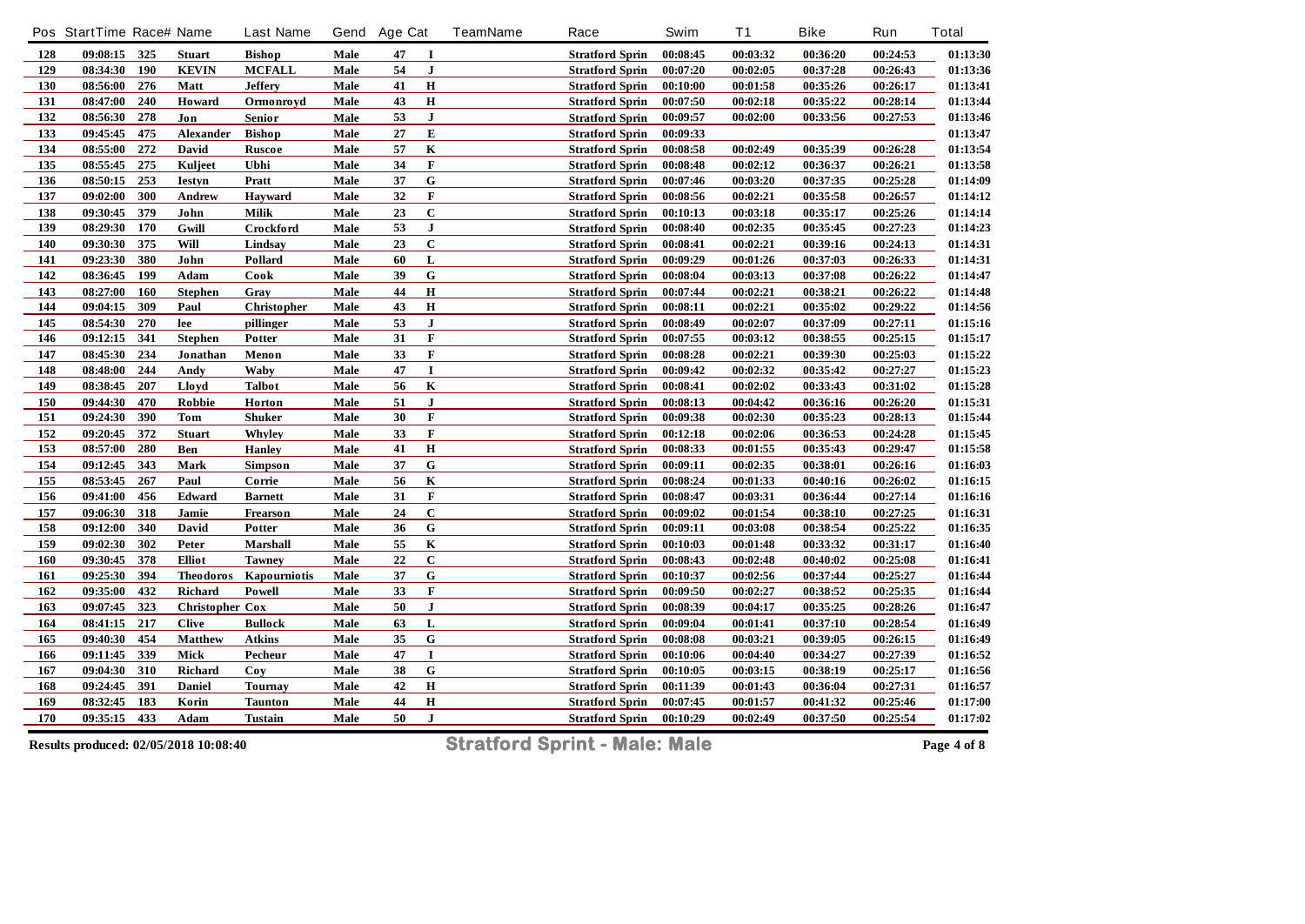| Pos | StartTime | Race# | Name | Last Name | Gend | Age | Cat | TeamName | Race | Swim | T1 | Bike | Run | Total |
|---|---|---|---|---|---|---|---|---|---|---|---|---|---|---|
| 128 | 09:08:15 | 325 | Stuart | Bishop | Male | 47 | I | | Stratford Sprin | 00:08:45 | 00:03:32 | 00:36:20 | 00:24:53 | 01:13:30 |
| 129 | 08:34:30 | 190 | KEVIN | MCFALL | Male | 54 | J | | Stratford Sprin | 00:07:20 | 00:02:05 | 00:37:28 | 00:26:43 | 01:13:36 |
| 130 | 08:56:00 | 276 | Matt | Jeffery | Male | 41 | H | | Stratford Sprin | 00:10:00 | 00:01:58 | 00:35:26 | 00:26:17 | 01:13:41 |
| 131 | 08:47:00 | 240 | Howard | Ormonroyd | Male | 43 | H | | Stratford Sprin | 00:07:50 | 00:02:18 | 00:35:22 | 00:28:14 | 01:13:44 |
| 132 | 08:56:30 | 278 | Jon | Senior | Male | 53 | J | | Stratford Sprin | 00:09:57 | 00:02:00 | 00:33:56 | 00:27:53 | 01:13:46 |
| 133 | 09:45:45 | 475 | Alexander | Bishop | Male | 27 | E | | Stratford Sprin | 00:09:33 | | | | 01:13:47 |
| 134 | 08:55:00 | 272 | David | Ruscoe | Male | 57 | K | | Stratford Sprin | 00:08:58 | 00:02:49 | 00:35:39 | 00:26:28 | 01:13:54 |
| 135 | 08:55:45 | 275 | Kuljeet | Ubhi | Male | 34 | F | | Stratford Sprin | 00:08:48 | 00:02:12 | 00:36:37 | 00:26:21 | 01:13:58 |
| 136 | 08:50:15 | 253 | Iestyn | Pratt | Male | 37 | G | | Stratford Sprin | 00:07:46 | 00:03:20 | 00:37:35 | 00:25:28 | 01:14:09 |
| 137 | 09:02:00 | 300 | Andrew | Hayward | Male | 32 | F | | Stratford Sprin | 00:08:56 | 00:02:21 | 00:35:58 | 00:26:57 | 01:14:12 |
| 138 | 09:30:45 | 379 | John | Milik | Male | 23 | C | | Stratford Sprin | 00:10:13 | 00:03:18 | 00:35:17 | 00:25:26 | 01:14:14 |
| 139 | 08:29:30 | 170 | Gwill | Crockford | Male | 53 | J | | Stratford Sprin | 00:08:40 | 00:02:35 | 00:35:45 | 00:27:23 | 01:14:23 |
| 140 | 09:30:30 | 375 | Will | Lindsay | Male | 23 | C | | Stratford Sprin | 00:08:41 | 00:02:21 | 00:39:16 | 00:24:13 | 01:14:31 |
| 141 | 09:23:30 | 380 | John | Pollard | Male | 60 | L | | Stratford Sprin | 00:09:29 | 00:01:26 | 00:37:03 | 00:26:33 | 01:14:31 |
| 142 | 08:36:45 | 199 | Adam | Cook | Male | 39 | G | | Stratford Sprin | 00:08:04 | 00:03:13 | 00:37:08 | 00:26:22 | 01:14:47 |
| 143 | 08:27:00 | 160 | Stephen | Gray | Male | 44 | H | | Stratford Sprin | 00:07:44 | 00:02:21 | 00:38:21 | 00:26:22 | 01:14:48 |
| 144 | 09:04:15 | 309 | Paul | Christopher | Male | 43 | H | | Stratford Sprin | 00:08:11 | 00:02:21 | 00:35:02 | 00:29:22 | 01:14:56 |
| 145 | 08:54:30 | 270 | lee | pillinger | Male | 53 | J | | Stratford Sprin | 00:08:49 | 00:02:07 | 00:37:09 | 00:27:11 | 01:15:16 |
| 146 | 09:12:15 | 341 | Stephen | Potter | Male | 31 | F | | Stratford Sprin | 00:07:55 | 00:03:12 | 00:38:55 | 00:25:15 | 01:15:17 |
| 147 | 08:45:30 | 234 | Jonathan | Menon | Male | 33 | F | | Stratford Sprin | 00:08:28 | 00:02:21 | 00:39:30 | 00:25:03 | 01:15:22 |
| 148 | 08:48:00 | 244 | Andy | Waby | Male | 47 | I | | Stratford Sprin | 00:09:42 | 00:02:32 | 00:35:42 | 00:27:27 | 01:15:23 |
| 149 | 08:38:45 | 207 | Lloyd | Talbot | Male | 56 | K | | Stratford Sprin | 00:08:41 | 00:02:02 | 00:33:43 | 00:31:02 | 01:15:28 |
| 150 | 09:44:30 | 470 | Robbie | Horton | Male | 51 | J | | Stratford Sprin | 00:08:13 | 00:04:42 | 00:36:16 | 00:26:20 | 01:15:31 |
| 151 | 09:24:30 | 390 | Tom | Shuker | Male | 30 | F | | Stratford Sprin | 00:09:38 | 00:02:30 | 00:35:23 | 00:28:13 | 01:15:44 |
| 152 | 09:20:45 | 372 | Stuart | Whyley | Male | 33 | F | | Stratford Sprin | 00:12:18 | 00:02:06 | 00:36:53 | 00:24:28 | 01:15:45 |
| 153 | 08:57:00 | 280 | Ben | Hanley | Male | 41 | H | | Stratford Sprin | 00:08:33 | 00:01:55 | 00:35:43 | 00:29:47 | 01:15:58 |
| 154 | 09:12:45 | 343 | Mark | Simpson | Male | 37 | G | | Stratford Sprin | 00:09:11 | 00:02:35 | 00:38:01 | 00:26:16 | 01:16:03 |
| 155 | 08:53:45 | 267 | Paul | Corrie | Male | 56 | K | | Stratford Sprin | 00:08:24 | 00:01:33 | 00:40:16 | 00:26:02 | 01:16:15 |
| 156 | 09:41:00 | 456 | Edward | Barnett | Male | 31 | F | | Stratford Sprin | 00:08:47 | 00:03:31 | 00:36:44 | 00:27:14 | 01:16:16 |
| 157 | 09:06:30 | 318 | Jamie | Frearson | Male | 24 | C | | Stratford Sprin | 00:09:02 | 00:01:54 | 00:38:10 | 00:27:25 | 01:16:31 |
| 158 | 09:12:00 | 340 | David | Potter | Male | 36 | G | | Stratford Sprin | 00:09:11 | 00:03:08 | 00:38:54 | 00:25:22 | 01:16:35 |
| 159 | 09:02:30 | 302 | Peter | Marshall | Male | 55 | K | | Stratford Sprin | 00:10:03 | 00:01:48 | 00:33:32 | 00:31:17 | 01:16:40 |
| 160 | 09:30:45 | 378 | Elliot | Tawney | Male | 22 | C | | Stratford Sprin | 00:08:43 | 00:02:48 | 00:40:02 | 00:25:08 | 01:16:41 |
| 161 | 09:25:30 | 394 | Theodoros | Kapourniotis | Male | 37 | G | | Stratford Sprin | 00:10:37 | 00:02:56 | 00:37:44 | 00:25:27 | 01:16:44 |
| 162 | 09:35:00 | 432 | Richard | Powell | Male | 33 | F | | Stratford Sprin | 00:09:50 | 00:02:27 | 00:38:52 | 00:25:35 | 01:16:44 |
| 163 | 09:07:45 | 323 | Christopher | Cox | Male | 50 | J | | Stratford Sprin | 00:08:39 | 00:04:17 | 00:35:25 | 00:28:26 | 01:16:47 |
| 164 | 08:41:15 | 217 | Clive | Bullock | Male | 63 | L | | Stratford Sprin | 00:09:04 | 00:01:41 | 00:37:10 | 00:28:54 | 01:16:49 |
| 165 | 09:40:30 | 454 | Matthew | Atkins | Male | 35 | G | | Stratford Sprin | 00:08:08 | 00:03:21 | 00:39:05 | 00:26:15 | 01:16:49 |
| 166 | 09:11:45 | 339 | Mick | Pecheur | Male | 47 | I | | Stratford Sprin | 00:10:06 | 00:04:40 | 00:34:27 | 00:27:39 | 01:16:52 |
| 167 | 09:04:30 | 310 | Richard | Coy | Male | 38 | G | | Stratford Sprin | 00:10:05 | 00:03:15 | 00:38:19 | 00:25:17 | 01:16:56 |
| 168 | 09:24:45 | 391 | Daniel | Tournay | Male | 42 | H | | Stratford Sprin | 00:11:39 | 00:01:43 | 00:36:04 | 00:27:31 | 01:16:57 |
| 169 | 08:32:45 | 183 | Korin | Taunton | Male | 44 | H | | Stratford Sprin | 00:07:45 | 00:01:57 | 00:41:32 | 00:25:46 | 01:17:00 |
| 170 | 09:35:15 | 433 | Adam | Tustain | Male | 50 | J | | Stratford Sprin | 00:10:29 | 00:02:49 | 00:37:50 | 00:25:54 | 01:17:02 |

Results produced: 02/05/2018 10:08:40

**Stratford Sprint - Male: Male**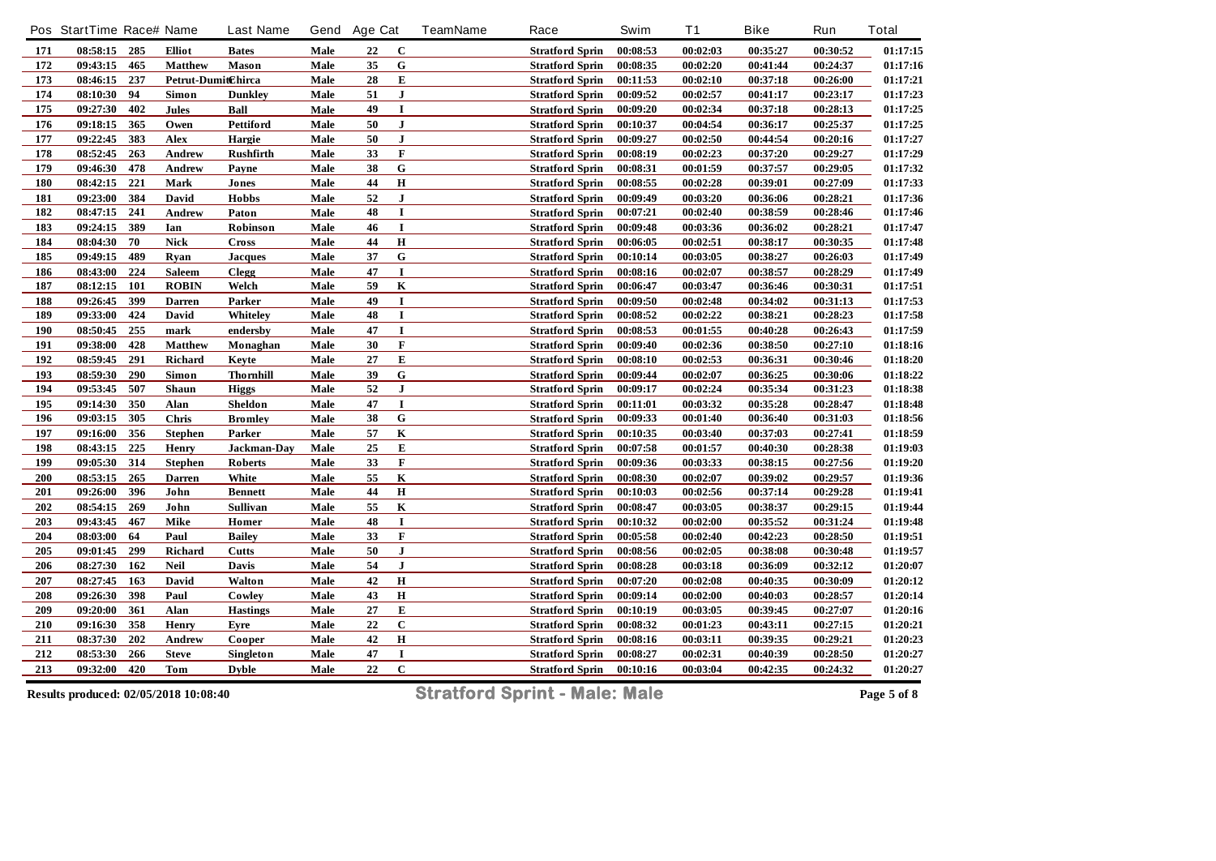| Pos | StartTime | Race# | Name | Last Name | Gend | Age | Cat | TeamName | Race | Swim | T1 | Bike | Run | Total |
|---|---|---|---|---|---|---|---|---|---|---|---|---|---|---|
| 171 | 08:58:15 | 285 | Elliot | Bates | Male | 22 | C | | Stratford Sprin | 00:08:53 | 00:02:03 | 00:35:27 | 00:30:52 | 01:17:15 |
| 172 | 09:43:15 | 465 | Matthew | Mason | Male | 35 | G | | Stratford Sprin | 00:08:35 | 00:02:20 | 00:41:44 | 00:24:37 | 01:17:16 |
| 173 | 08:46:15 | 237 | Petrut-Dumit | Chirca | Male | 28 | E | | Stratford Sprin | 00:11:53 | 00:02:10 | 00:37:18 | 00:26:00 | 01:17:21 |
| 174 | 08:10:30 | 94 | Simon | Dunkley | Male | 51 | J | | Stratford Sprin | 00:09:52 | 00:02:57 | 00:41:17 | 00:23:17 | 01:17:23 |
| 175 | 09:27:30 | 402 | Jules | Ball | Male | 49 | I | | Stratford Sprin | 00:09:20 | 00:02:34 | 00:37:18 | 00:28:13 | 01:17:25 |
| 176 | 09:18:15 | 365 | Owen | Pettiford | Male | 50 | J | | Stratford Sprin | 00:10:37 | 00:04:54 | 00:36:17 | 00:25:37 | 01:17:25 |
| 177 | 09:22:45 | 383 | Alex | Hargie | Male | 50 | J | | Stratford Sprin | 00:09:27 | 00:02:50 | 00:44:54 | 00:20:16 | 01:17:27 |
| 178 | 08:52:45 | 263 | Andrew | Rushfirth | Male | 33 | F | | Stratford Sprin | 00:08:19 | 00:02:23 | 00:37:20 | 00:29:27 | 01:17:29 |
| 179 | 09:46:30 | 478 | Andrew | Payne | Male | 38 | G | | Stratford Sprin | 00:08:31 | 00:01:59 | 00:37:57 | 00:29:05 | 01:17:32 |
| 180 | 08:42:15 | 221 | Mark | Jones | Male | 44 | H | | Stratford Sprin | 00:08:55 | 00:02:28 | 00:39:01 | 00:27:09 | 01:17:33 |
| 181 | 09:23:00 | 384 | David | Hobbs | Male | 52 | J | | Stratford Sprin | 00:09:49 | 00:03:20 | 00:36:06 | 00:28:21 | 01:17:36 |
| 182 | 08:47:15 | 241 | Andrew | Paton | Male | 48 | I | | Stratford Sprin | 00:07:21 | 00:02:40 | 00:38:59 | 00:28:46 | 01:17:46 |
| 183 | 09:24:15 | 389 | Ian | Robinson | Male | 46 | I | | Stratford Sprin | 00:09:48 | 00:03:36 | 00:36:02 | 00:28:21 | 01:17:47 |
| 184 | 08:04:30 | 70 | Nick | Cross | Male | 44 | H | | Stratford Sprin | 00:06:05 | 00:02:51 | 00:38:17 | 00:30:35 | 01:17:48 |
| 185 | 09:49:15 | 489 | Ryan | Jacques | Male | 37 | G | | Stratford Sprin | 00:10:14 | 00:03:05 | 00:38:27 | 00:26:03 | 01:17:49 |
| 186 | 08:43:00 | 224 | Saleem | Clegg | Male | 47 | I | | Stratford Sprin | 00:08:16 | 00:02:07 | 00:38:57 | 00:28:29 | 01:17:49 |
| 187 | 08:12:15 | 101 | ROBIN | Welch | Male | 59 | K | | Stratford Sprin | 00:06:47 | 00:03:47 | 00:36:46 | 00:30:31 | 01:17:51 |
| 188 | 09:26:45 | 399 | Darren | Parker | Male | 49 | I | | Stratford Sprin | 00:09:50 | 00:02:48 | 00:34:02 | 00:31:13 | 01:17:53 |
| 189 | 09:33:00 | 424 | David | Whiteley | Male | 48 | I | | Stratford Sprin | 00:08:52 | 00:02:22 | 00:38:21 | 00:28:23 | 01:17:58 |
| 190 | 08:50:45 | 255 | mark | endersby | Male | 47 | I | | Stratford Sprin | 00:08:53 | 00:01:55 | 00:40:28 | 00:26:43 | 01:17:59 |
| 191 | 09:38:00 | 428 | Matthew | Monaghan | Male | 30 | F | | Stratford Sprin | 00:09:40 | 00:02:36 | 00:38:50 | 00:27:10 | 01:18:16 |
| 192 | 08:59:45 | 291 | Richard | Keyte | Male | 27 | E | | Stratford Sprin | 00:08:10 | 00:02:53 | 00:36:31 | 00:30:46 | 01:18:20 |
| 193 | 08:59:30 | 290 | Simon | Thornhill | Male | 39 | G | | Stratford Sprin | 00:09:44 | 00:02:07 | 00:36:25 | 00:30:06 | 01:18:22 |
| 194 | 09:53:45 | 507 | Shaun | Higgs | Male | 52 | J | | Stratford Sprin | 00:09:17 | 00:02:24 | 00:35:34 | 00:31:23 | 01:18:38 |
| 195 | 09:14:30 | 350 | Alan | Sheldon | Male | 47 | I | | Stratford Sprin | 00:11:01 | 00:03:32 | 00:35:28 | 00:28:47 | 01:18:48 |
| 196 | 09:03:15 | 305 | Chris | Bromley | Male | 38 | G | | Stratford Sprin | 00:09:33 | 00:01:40 | 00:36:40 | 00:31:03 | 01:18:56 |
| 197 | 09:16:00 | 356 | Stephen | Parker | Male | 57 | K | | Stratford Sprin | 00:10:35 | 00:03:40 | 00:37:03 | 00:27:41 | 01:18:59 |
| 198 | 08:43:15 | 225 | Henry | Jackman-Day | Male | 25 | E | | Stratford Sprin | 00:07:58 | 00:01:57 | 00:40:30 | 00:28:38 | 01:19:03 |
| 199 | 09:05:30 | 314 | Stephen | Roberts | Male | 33 | F | | Stratford Sprin | 00:09:36 | 00:03:33 | 00:38:15 | 00:27:56 | 01:19:20 |
| 200 | 08:53:15 | 265 | Darren | White | Male | 55 | K | | Stratford Sprin | 00:08:30 | 00:02:07 | 00:39:02 | 00:29:57 | 01:19:36 |
| 201 | 09:26:00 | 396 | John | Bennett | Male | 44 | H | | Stratford Sprin | 00:10:03 | 00:02:56 | 00:37:14 | 00:29:28 | 01:19:41 |
| 202 | 08:54:15 | 269 | John | Sullivan | Male | 55 | K | | Stratford Sprin | 00:08:47 | 00:03:05 | 00:38:37 | 00:29:15 | 01:19:44 |
| 203 | 09:43:45 | 467 | Mike | Homer | Male | 48 | I | | Stratford Sprin | 00:10:32 | 00:02:00 | 00:35:52 | 00:31:24 | 01:19:48 |
| 204 | 08:03:00 | 64 | Paul | Bailey | Male | 33 | F | | Stratford Sprin | 00:05:58 | 00:02:40 | 00:42:23 | 00:28:50 | 01:19:51 |
| 205 | 09:01:45 | 299 | Richard | Cutts | Male | 50 | J | | Stratford Sprin | 00:08:56 | 00:02:05 | 00:38:08 | 00:30:48 | 01:19:57 |
| 206 | 08:27:30 | 162 | Neil | Davis | Male | 54 | J | | Stratford Sprin | 00:08:28 | 00:03:18 | 00:36:09 | 00:32:12 | 01:20:07 |
| 207 | 08:27:45 | 163 | David | Walton | Male | 42 | H | | Stratford Sprin | 00:07:20 | 00:02:08 | 00:40:35 | 00:30:09 | 01:20:12 |
| 208 | 09:26:30 | 398 | Paul | Cowley | Male | 43 | H | | Stratford Sprin | 00:09:14 | 00:02:00 | 00:40:03 | 00:28:57 | 01:20:14 |
| 209 | 09:20:00 | 361 | Alan | Hastings | Male | 27 | E | | Stratford Sprin | 00:10:19 | 00:03:05 | 00:39:45 | 00:27:07 | 01:20:16 |
| 210 | 09:16:30 | 358 | Henry | Eyre | Male | 22 | C | | Stratford Sprin | 00:08:32 | 00:01:23 | 00:43:11 | 00:27:15 | 01:20:21 |
| 211 | 08:37:30 | 202 | Andrew | Cooper | Male | 42 | H | | Stratford Sprin | 00:08:16 | 00:03:11 | 00:39:35 | 00:29:21 | 01:20:23 |
| 212 | 08:53:30 | 266 | Steve | Singleton | Male | 47 | I | | Stratford Sprin | 00:08:27 | 00:02:31 | 00:40:39 | 00:28:50 | 01:20:27 |
| 213 | 09:32:00 | 420 | Tom | Dyble | Male | 22 | C | | Stratford Sprin | 00:10:16 | 00:03:04 | 00:42:35 | 00:24:32 | 01:20:27 |

Results produced: 02/05/2018 10:08:40

**Stratford Sprint - Male: Male**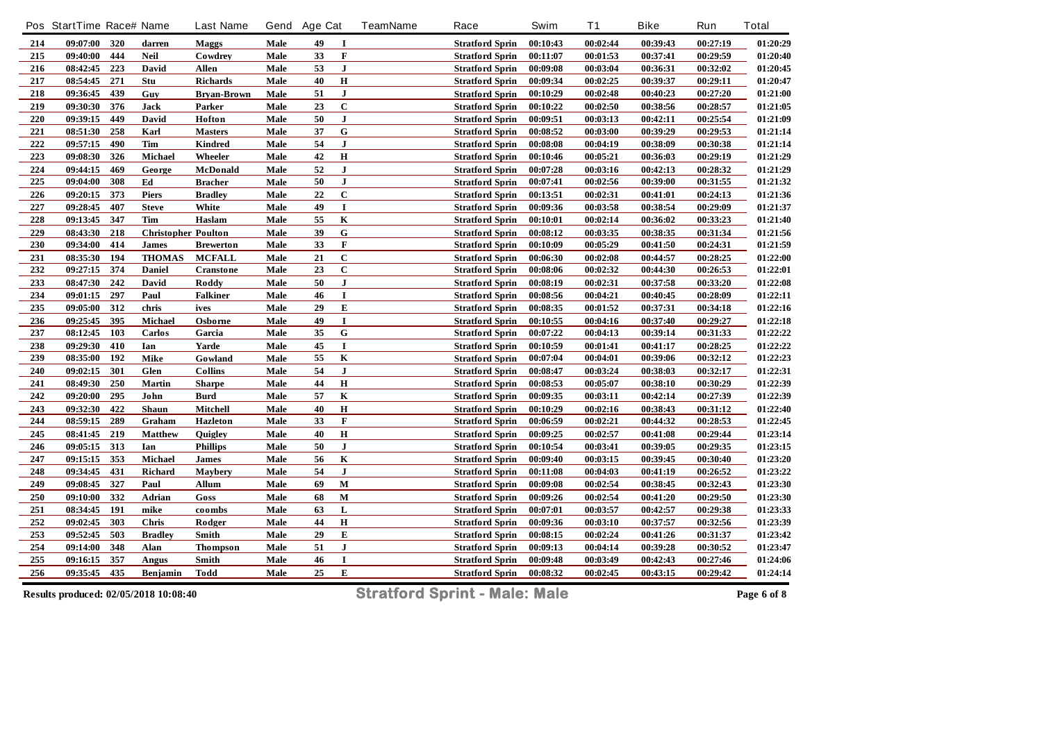| Pos | StartTime | Race# | Name | Last Name | Gend | Age | Cat | TeamName | Race | Swim | T1 | Bike | Run | Total |
|---|---|---|---|---|---|---|---|---|---|---|---|---|---|---|
| 214 | 09:07:00 | 320 | darren | Maggs | Male | 49 | I | | Stratford Sprin | 00:10:43 | 00:02:44 | 00:39:43 | 00:27:19 | 01:20:29 |
| 215 | 09:40:00 | 444 | Neil | Cowdrey | Male | 33 | F | | Stratford Sprin | 00:11:07 | 00:01:53 | 00:37:41 | 00:29:59 | 01:20:40 |
| 216 | 08:42:45 | 223 | David | Allen | Male | 53 | J | | Stratford Sprin | 00:09:08 | 00:03:04 | 00:36:31 | 00:32:02 | 01:20:45 |
| 217 | 08:54:45 | 271 | Stu | Richards | Male | 40 | H | | Stratford Sprin | 00:09:34 | 00:02:25 | 00:39:37 | 00:29:11 | 01:20:47 |
| 218 | 09:36:45 | 439 | Guy | Bryan-Brown | Male | 51 | J | | Stratford Sprin | 00:10:29 | 00:02:48 | 00:40:23 | 00:27:20 | 01:21:00 |
| 219 | 09:30:30 | 376 | Jack | Parker | Male | 23 | C | | Stratford Sprin | 00:10:22 | 00:02:50 | 00:38:56 | 00:28:57 | 01:21:05 |
| 220 | 09:39:15 | 449 | David | Hofton | Male | 50 | J | | Stratford Sprin | 00:09:51 | 00:03:13 | 00:42:11 | 00:25:54 | 01:21:09 |
| 221 | 08:51:30 | 258 | Karl | Masters | Male | 37 | G | | Stratford Sprin | 00:08:52 | 00:03:00 | 00:39:29 | 00:29:53 | 01:21:14 |
| 222 | 09:57:15 | 490 | Tim | Kindred | Male | 54 | J | | Stratford Sprin | 00:08:08 | 00:04:19 | 00:38:09 | 00:30:38 | 01:21:14 |
| 223 | 09:08:30 | 326 | Michael | Wheeler | Male | 42 | H | | Stratford Sprin | 00:10:46 | 00:05:21 | 00:36:03 | 00:29:19 | 01:21:29 |
| 224 | 09:44:15 | 469 | George | McDonald | Male | 52 | J | | Stratford Sprin | 00:07:28 | 00:03:16 | 00:42:13 | 00:28:32 | 01:21:29 |
| 225 | 09:04:00 | 308 | Ed | Bracher | Male | 50 | J | | Stratford Sprin | 00:07:41 | 00:02:56 | 00:39:00 | 00:31:55 | 01:21:32 |
| 226 | 09:20:15 | 373 | Piers | Bradley | Male | 22 | C | | Stratford Sprin | 00:13:51 | 00:02:31 | 00:41:01 | 00:24:13 | 01:21:36 |
| 227 | 09:28:45 | 407 | Steve | White | Male | 49 | I | | Stratford Sprin | 00:09:36 | 00:03:58 | 00:38:54 | 00:29:09 | 01:21:37 |
| 228 | 09:13:45 | 347 | Tim | Haslam | Male | 55 | K | | Stratford Sprin | 00:10:01 | 00:02:14 | 00:36:02 | 00:33:23 | 01:21:40 |
| 229 | 08:43:30 | 218 | Christopher | Poulton | Male | 39 | G | | Stratford Sprin | 00:08:12 | 00:03:35 | 00:38:35 | 00:31:34 | 01:21:56 |
| 230 | 09:34:00 | 414 | James | Brewerton | Male | 33 | F | | Stratford Sprin | 00:10:09 | 00:05:29 | 00:41:50 | 00:24:31 | 01:21:59 |
| 231 | 08:35:30 | 194 | THOMAS | MCFALL | Male | 21 | C | | Stratford Sprin | 00:06:30 | 00:02:08 | 00:44:57 | 00:28:25 | 01:22:00 |
| 232 | 09:27:15 | 374 | Daniel | Cranstone | Male | 23 | C | | Stratford Sprin | 00:08:06 | 00:02:32 | 00:44:30 | 00:26:53 | 01:22:01 |
| 233 | 08:47:30 | 242 | David | Roddy | Male | 50 | J | | Stratford Sprin | 00:08:19 | 00:02:31 | 00:37:58 | 00:33:20 | 01:22:08 |
| 234 | 09:01:15 | 297 | Paul | Falkiner | Male | 46 | I | | Stratford Sprin | 00:08:56 | 00:04:21 | 00:40:45 | 00:28:09 | 01:22:11 |
| 235 | 09:05:00 | 312 | chris | ives | Male | 29 | E | | Stratford Sprin | 00:08:35 | 00:01:52 | 00:37:31 | 00:34:18 | 01:22:16 |
| 236 | 09:25:45 | 395 | Michael | Osborne | Male | 49 | I | | Stratford Sprin | 00:10:55 | 00:04:16 | 00:37:40 | 00:29:27 | 01:22:18 |
| 237 | 08:12:45 | 103 | Carlos | Garcia | Male | 35 | G | | Stratford Sprin | 00:07:22 | 00:04:13 | 00:39:14 | 00:31:33 | 01:22:22 |
| 238 | 09:29:30 | 410 | Ian | Yarde | Male | 45 | I | | Stratford Sprin | 00:10:59 | 00:01:41 | 00:41:17 | 00:28:25 | 01:22:22 |
| 239 | 08:35:00 | 192 | Mike | Gowland | Male | 55 | K | | Stratford Sprin | 00:07:04 | 00:04:01 | 00:39:06 | 00:32:12 | 01:22:23 |
| 240 | 09:02:15 | 301 | Glen | Collins | Male | 54 | J | | Stratford Sprin | 00:08:47 | 00:03:24 | 00:38:03 | 00:32:17 | 01:22:31 |
| 241 | 08:49:30 | 250 | Martin | Sharpe | Male | 44 | H | | Stratford Sprin | 00:08:53 | 00:05:07 | 00:38:10 | 00:30:29 | 01:22:39 |
| 242 | 09:20:00 | 295 | John | Burd | Male | 57 | K | | Stratford Sprin | 00:09:35 | 00:03:11 | 00:42:14 | 00:27:39 | 01:22:39 |
| 243 | 09:32:30 | 422 | Shaun | Mitchell | Male | 40 | H | | Stratford Sprin | 00:10:29 | 00:02:16 | 00:38:43 | 00:31:12 | 01:22:40 |
| 244 | 08:59:15 | 289 | Graham | Hazleton | Male | 33 | F | | Stratford Sprin | 00:06:59 | 00:02:21 | 00:44:32 | 00:28:53 | 01:22:45 |
| 245 | 08:41:45 | 219 | Matthew | Quigley | Male | 40 | H | | Stratford Sprin | 00:09:25 | 00:02:57 | 00:41:08 | 00:29:44 | 01:23:14 |
| 246 | 09:05:15 | 313 | Ian | Phillips | Male | 50 | J | | Stratford Sprin | 00:10:54 | 00:03:41 | 00:39:05 | 00:29:35 | 01:23:15 |
| 247 | 09:15:15 | 353 | Michael | James | Male | 56 | K | | Stratford Sprin | 00:09:40 | 00:03:15 | 00:39:45 | 00:30:40 | 01:23:20 |
| 248 | 09:34:45 | 431 | Richard | Maybery | Male | 54 | J | | Stratford Sprin | 00:11:08 | 00:04:03 | 00:41:19 | 00:26:52 | 01:23:22 |
| 249 | 09:08:45 | 327 | Paul | Allum | Male | 69 | M | | Stratford Sprin | 00:09:08 | 00:02:54 | 00:38:45 | 00:32:43 | 01:23:30 |
| 250 | 09:10:00 | 332 | Adrian | Goss | Male | 68 | M | | Stratford Sprin | 00:09:26 | 00:02:54 | 00:41:20 | 00:29:50 | 01:23:30 |
| 251 | 08:34:45 | 191 | mike | coombs | Male | 63 | L | | Stratford Sprin | 00:07:01 | 00:03:57 | 00:42:57 | 00:29:38 | 01:23:33 |
| 252 | 09:02:45 | 303 | Chris | Rodger | Male | 44 | H | | Stratford Sprin | 00:09:36 | 00:03:10 | 00:37:57 | 00:32:56 | 01:23:39 |
| 253 | 09:52:45 | 503 | Bradley | Smith | Male | 29 | E | | Stratford Sprin | 00:08:15 | 00:02:24 | 00:41:26 | 00:31:37 | 01:23:42 |
| 254 | 09:14:00 | 348 | Alan | Thompson | Male | 51 | J | | Stratford Sprin | 00:09:13 | 00:04:14 | 00:39:28 | 00:30:52 | 01:23:47 |
| 255 | 09:16:15 | 357 | Angus | Smith | Male | 46 | I | | Stratford Sprin | 00:09:48 | 00:03:49 | 00:42:43 | 00:27:46 | 01:24:06 |
| 256 | 09:35:45 | 435 | Benjamin | Todd | Male | 25 | E | | Stratford Sprin | 00:08:32 | 00:02:45 | 00:43:15 | 00:29:42 | 01:24:14 |

Results produced: 02/05/2018 10:08:40

**Stratford Sprint - Male: Male**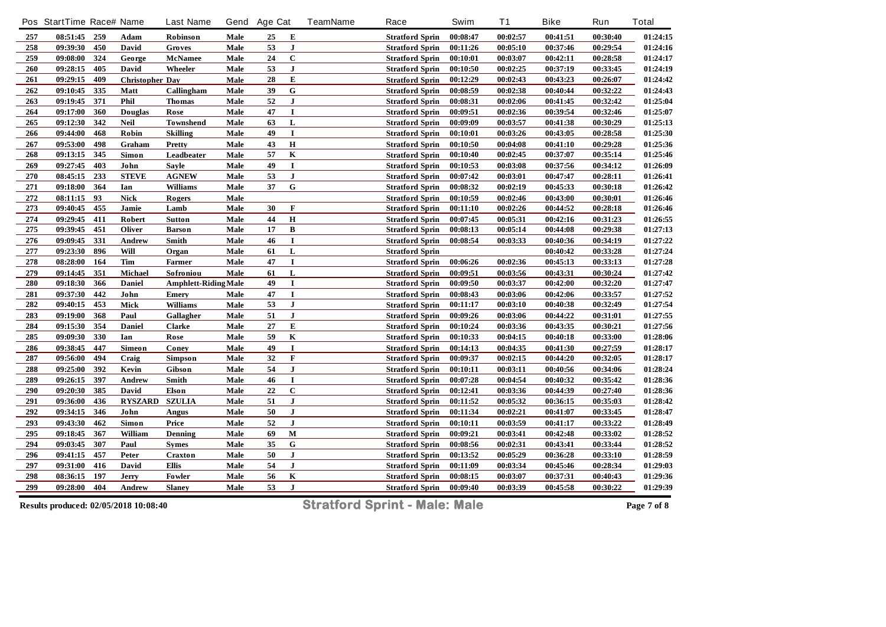| Pos | StartTime | Race# | Name | Last Name | Gend | Age | Cat | TeamName | Race | Swim | T1 | Bike | Run | Total |
|---|---|---|---|---|---|---|---|---|---|---|---|---|---|---|
| 257 | 08:51:45 | 259 | Adam | Robinson | Male | 25 | E | | Stratford Sprin | 00:08:47 | 00:02:57 | 00:41:51 | 00:30:40 | 01:24:15 |
| 258 | 09:39:30 | 450 | David | Groves | Male | 53 | J | | Stratford Sprin | 00:11:26 | 00:05:10 | 00:37:46 | 00:29:54 | 01:24:16 |
| 259 | 09:08:00 | 324 | George | McNamee | Male | 24 | C | | Stratford Sprin | 00:10:01 | 00:03:07 | 00:42:11 | 00:28:58 | 01:24:17 |
| 260 | 09:28:15 | 405 | David | Wheeler | Male | 53 | J | | Stratford Sprin | 00:10:50 | 00:02:25 | 00:37:19 | 00:33:45 | 01:24:19 |
| 261 | 09:29:15 | 409 | Christopher | Day | Male | 28 | E | | Stratford Sprin | 00:12:29 | 00:02:43 | 00:43:23 | 00:26:07 | 01:24:42 |
| 262 | 09:10:45 | 335 | Matt | Callingham | Male | 39 | G | | Stratford Sprin | 00:08:59 | 00:02:38 | 00:40:44 | 00:32:22 | 01:24:43 |
| 263 | 09:19:45 | 371 | Phil | Thomas | Male | 52 | J | | Stratford Sprin | 00:08:31 | 00:02:06 | 00:41:45 | 00:32:42 | 01:25:04 |
| 264 | 09:17:00 | 360 | Douglas | Rose | Male | 47 | I | | Stratford Sprin | 00:09:51 | 00:02:36 | 00:39:54 | 00:32:46 | 01:25:07 |
| 265 | 09:12:30 | 342 | Neil | Townshend | Male | 63 | L | | Stratford Sprin | 00:09:09 | 00:03:57 | 00:41:38 | 00:30:29 | 01:25:13 |
| 266 | 09:44:00 | 468 | Robin | Skilling | Male | 49 | I | | Stratford Sprin | 00:10:01 | 00:03:26 | 00:43:05 | 00:28:58 | 01:25:30 |
| 267 | 09:53:00 | 498 | Graham | Pretty | Male | 43 | H | | Stratford Sprin | 00:10:50 | 00:04:08 | 00:41:10 | 00:29:28 | 01:25:36 |
| 268 | 09:13:15 | 345 | Simon | Leadbeater | Male | 57 | K | | Stratford Sprin | 00:10:40 | 00:02:45 | 00:37:07 | 00:35:14 | 01:25:46 |
| 269 | 09:27:45 | 403 | John | Sayle | Male | 49 | I | | Stratford Sprin | 00:10:53 | 00:03:08 | 00:37:56 | 00:34:12 | 01:26:09 |
| 270 | 08:45:15 | 233 | STEVE | AGNEW | Male | 53 | J | | Stratford Sprin | 00:07:42 | 00:03:01 | 00:47:47 | 00:28:11 | 01:26:41 |
| 271 | 09:18:00 | 364 | Ian | Williams | Male | 37 | G | | Stratford Sprin | 00:08:32 | 00:02:19 | 00:45:33 | 00:30:18 | 01:26:42 |
| 272 | 08:11:15 | 93 | Nick | Rogers | Male | | | | Stratford Sprin | 00:10:59 | 00:02:46 | 00:43:00 | 00:30:01 | 01:26:46 |
| 273 | 09:40:45 | 455 | Jamie | Lamb | Male | 30 | F | | Stratford Sprin | 00:11:10 | 00:02:26 | 00:44:52 | 00:28:18 | 01:26:46 |
| 274 | 09:29:45 | 411 | Robert | Sutton | Male | 44 | H | | Stratford Sprin | 00:07:45 | 00:05:31 | 00:42:16 | 00:31:23 | 01:26:55 |
| 275 | 09:39:45 | 451 | Oliver | Barson | Male | 17 | B | | Stratford Sprin | 00:08:13 | 00:05:14 | 00:44:08 | 00:29:38 | 01:27:13 |
| 276 | 09:09:45 | 331 | Andrew | Smith | Male | 46 | I | | Stratford Sprin | 00:08:54 | 00:03:33 | 00:40:36 | 00:34:19 | 01:27:22 |
| 277 | 09:23:30 | 896 | Will | Organ | Male | 61 | L | | Stratford Sprin | | | 00:40:42 | 00:33:28 | 01:27:24 |
| 278 | 08:28:00 | 164 | Tim | Farmer | Male | 47 | I | | Stratford Sprin | 00:06:26 | 00:02:36 | 00:45:13 | 00:33:13 | 01:27:28 |
| 279 | 09:14:45 | 351 | Michael | Sofroniou | Male | 61 | L | | Stratford Sprin | 00:09:51 | 00:03:56 | 00:43:31 | 00:30:24 | 01:27:42 |
| 280 | 09:18:30 | 366 | Daniel | Amphlett-Riding | Male | 49 | I | | Stratford Sprin | 00:09:50 | 00:03:37 | 00:42:00 | 00:32:20 | 01:27:47 |
| 281 | 09:37:30 | 442 | John | Emery | Male | 47 | I | | Stratford Sprin | 00:08:43 | 00:03:06 | 00:42:06 | 00:33:57 | 01:27:52 |
| 282 | 09:40:15 | 453 | Mick | Williams | Male | 53 | J | | Stratford Sprin | 00:11:17 | 00:03:10 | 00:40:38 | 00:32:49 | 01:27:54 |
| 283 | 09:19:00 | 368 | Paul | Gallagher | Male | 51 | J | | Stratford Sprin | 00:09:26 | 00:03:06 | 00:44:22 | 00:31:01 | 01:27:55 |
| 284 | 09:15:30 | 354 | Daniel | Clarke | Male | 27 | E | | Stratford Sprin | 00:10:24 | 00:03:36 | 00:43:35 | 00:30:21 | 01:27:56 |
| 285 | 09:09:30 | 330 | Ian | Rose | Male | 59 | K | | Stratford Sprin | 00:10:33 | 00:04:15 | 00:40:18 | 00:33:00 | 01:28:06 |
| 286 | 09:38:45 | 447 | Simeon | Coney | Male | 49 | I | | Stratford Sprin | 00:14:13 | 00:04:35 | 00:41:30 | 00:27:59 | 01:28:17 |
| 287 | 09:56:00 | 494 | Craig | Simpson | Male | 32 | F | | Stratford Sprin | 00:09:37 | 00:02:15 | 00:44:20 | 00:32:05 | 01:28:17 |
| 288 | 09:25:00 | 392 | Kevin | Gibson | Male | 54 | J | | Stratford Sprin | 00:10:11 | 00:03:11 | 00:40:56 | 00:34:06 | 01:28:24 |
| 289 | 09:26:15 | 397 | Andrew | Smith | Male | 46 | I | | Stratford Sprin | 00:07:28 | 00:04:54 | 00:40:32 | 00:35:42 | 01:28:36 |
| 290 | 09:20:30 | 385 | David | Elson | Male | 22 | C | | Stratford Sprin | 00:12:41 | 00:03:36 | 00:44:39 | 00:27:40 | 01:28:36 |
| 291 | 09:36:00 | 436 | RYSZARD | SZULIA | Male | 51 | J | | Stratford Sprin | 00:11:52 | 00:05:32 | 00:36:15 | 00:35:03 | 01:28:42 |
| 292 | 09:34:15 | 346 | John | Angus | Male | 50 | J | | Stratford Sprin | 00:11:34 | 00:02:21 | 00:41:07 | 00:33:45 | 01:28:47 |
| 293 | 09:43:30 | 462 | Simon | Price | Male | 52 | J | | Stratford Sprin | 00:10:11 | 00:03:59 | 00:41:17 | 00:33:22 | 01:28:49 |
| 295 | 09:18:45 | 367 | William | Denning | Male | 69 | M | | Stratford Sprin | 00:09:21 | 00:03:41 | 00:42:48 | 00:33:02 | 01:28:52 |
| 294 | 09:03:45 | 307 | Paul | Symes | Male | 35 | G | | Stratford Sprin | 00:08:56 | 00:02:31 | 00:43:41 | 00:33:44 | 01:28:52 |
| 296 | 09:41:15 | 457 | Peter | Craxton | Male | 50 | J | | Stratford Sprin | 00:13:52 | 00:05:29 | 00:36:28 | 00:33:10 | 01:28:59 |
| 297 | 09:31:00 | 416 | David | Ellis | Male | 54 | J | | Stratford Sprin | 00:11:09 | 00:03:34 | 00:45:46 | 00:28:34 | 01:29:03 |
| 298 | 08:36:15 | 197 | Jerry | Fowler | Male | 56 | K | | Stratford Sprin | 00:08:15 | 00:03:07 | 00:37:31 | 00:40:43 | 01:29:36 |
| 299 | 09:28:00 | 404 | Andrew | Slaney | Male | 53 | J | | Stratford Sprin | 00:09:40 | 00:03:39 | 00:45:58 | 00:30:22 | 01:29:39 |

Results produced: 02/05/2018 10:08:40

**Stratford Sprint - Male: Male**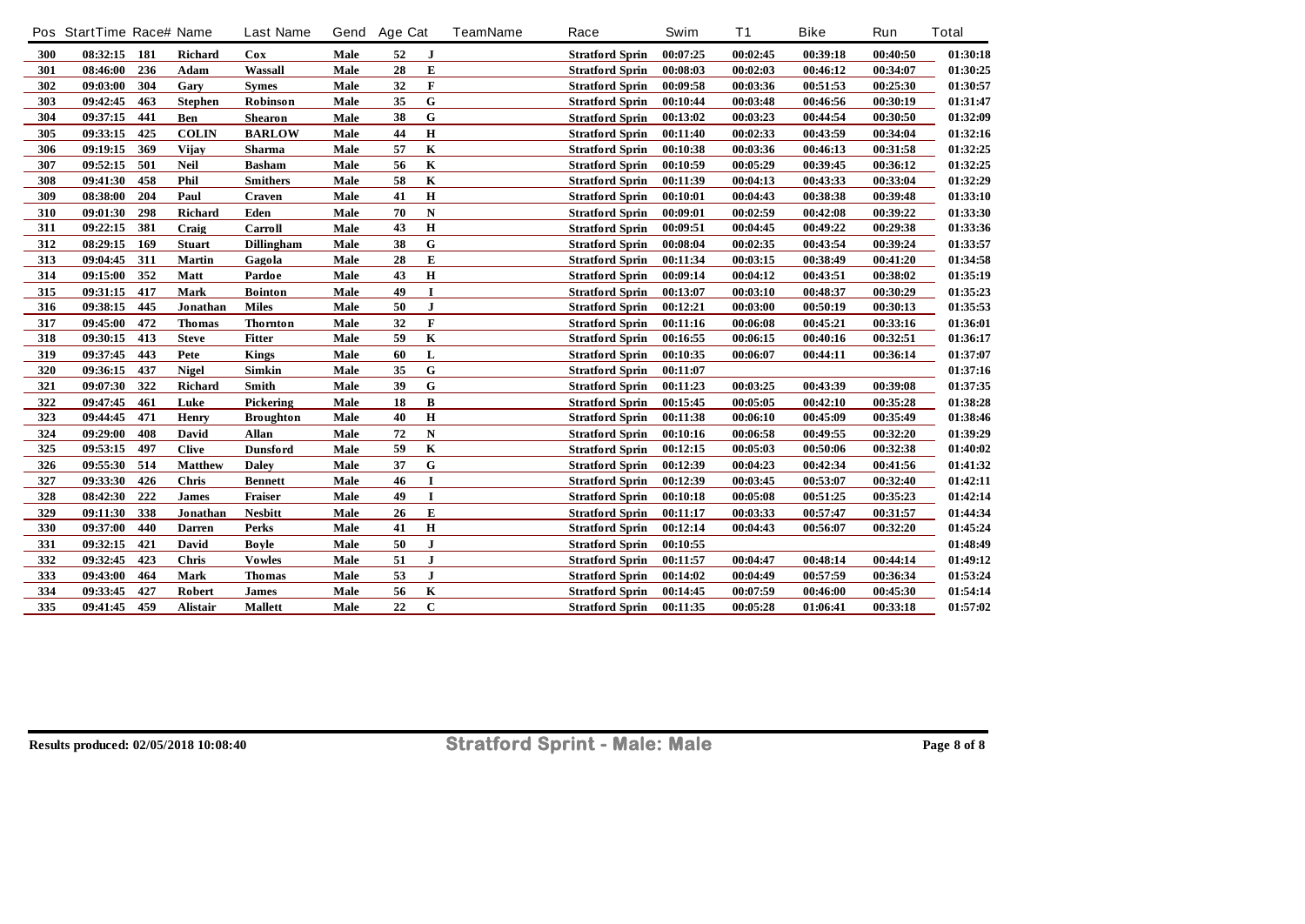| Pos | StartTime | Race# | Name | Last Name | Gend | Age | Cat | TeamName | Race | Swim | T1 | Bike | Run | Total |
|---|---|---|---|---|---|---|---|---|---|---|---|---|---|---|
| 300 | 08:32:15 | 181 | Richard | Cox | Male | 52 | J | | Stratford Sprin | 00:07:25 | 00:02:45 | 00:39:18 | 00:40:50 | 01:30:18 |
| 301 | 08:46:00 | 236 | Adam | Wassall | Male | 28 | E | | Stratford Sprin | 00:08:03 | 00:02:03 | 00:46:12 | 00:34:07 | 01:30:25 |
| 302 | 09:03:00 | 304 | Gary | Symes | Male | 32 | F | | Stratford Sprin | 00:09:58 | 00:03:36 | 00:51:53 | 00:25:30 | 01:30:57 |
| 303 | 09:42:45 | 463 | Stephen | Robinson | Male | 35 | G | | Stratford Sprin | 00:10:44 | 00:03:48 | 00:46:56 | 00:30:19 | 01:31:47 |
| 304 | 09:37:15 | 441 | Ben | Shearon | Male | 38 | G | | Stratford Sprin | 00:13:02 | 00:03:23 | 00:44:54 | 00:30:50 | 01:32:09 |
| 305 | 09:33:15 | 425 | COLIN | BARLOW | Male | 44 | H | | Stratford Sprin | 00:11:40 | 00:02:33 | 00:43:59 | 00:34:04 | 01:32:16 |
| 306 | 09:19:15 | 369 | Vijay | Sharma | Male | 57 | K | | Stratford Sprin | 00:10:38 | 00:03:36 | 00:46:13 | 00:31:58 | 01:32:25 |
| 307 | 09:52:15 | 501 | Neil | Basham | Male | 56 | K | | Stratford Sprin | 00:10:59 | 00:05:29 | 00:39:45 | 00:36:12 | 01:32:25 |
| 308 | 09:41:30 | 458 | Phil | Smithers | Male | 58 | K | | Stratford Sprin | 00:11:39 | 00:04:13 | 00:43:33 | 00:33:04 | 01:32:29 |
| 309 | 08:38:00 | 204 | Paul | Craven | Male | 41 | H | | Stratford Sprin | 00:10:01 | 00:04:43 | 00:38:38 | 00:39:48 | 01:33:10 |
| 310 | 09:01:30 | 298 | Richard | Eden | Male | 70 | N | | Stratford Sprin | 00:09:01 | 00:02:59 | 00:42:08 | 00:39:22 | 01:33:30 |
| 311 | 09:22:15 | 381 | Craig | Carroll | Male | 43 | H | | Stratford Sprin | 00:09:51 | 00:04:45 | 00:49:22 | 00:29:38 | 01:33:36 |
| 312 | 08:29:15 | 169 | Stuart | Dillingham | Male | 38 | G | | Stratford Sprin | 00:08:04 | 00:02:35 | 00:43:54 | 00:39:24 | 01:33:57 |
| 313 | 09:04:45 | 311 | Martin | Gagola | Male | 28 | E | | Stratford Sprin | 00:11:34 | 00:03:15 | 00:38:49 | 00:41:20 | 01:34:58 |
| 314 | 09:15:00 | 352 | Matt | Pardoe | Male | 43 | H | | Stratford Sprin | 00:09:14 | 00:04:12 | 00:43:51 | 00:38:02 | 01:35:19 |
| 315 | 09:31:15 | 417 | Mark | Bointon | Male | 49 | I | | Stratford Sprin | 00:13:07 | 00:03:10 | 00:48:37 | 00:30:29 | 01:35:23 |
| 316 | 09:38:15 | 445 | Jonathan | Miles | Male | 50 | J | | Stratford Sprin | 00:12:21 | 00:03:00 | 00:50:19 | 00:30:13 | 01:35:53 |
| 317 | 09:45:00 | 472 | Thomas | Thornton | Male | 32 | F | | Stratford Sprin | 00:11:16 | 00:06:08 | 00:45:21 | 00:33:16 | 01:36:01 |
| 318 | 09:30:15 | 413 | Steve | Fitter | Male | 59 | K | | Stratford Sprin | 00:16:55 | 00:06:15 | 00:40:16 | 00:32:51 | 01:36:17 |
| 319 | 09:37:45 | 443 | Pete | Kings | Male | 60 | L | | Stratford Sprin | 00:10:35 | 00:06:07 | 00:44:11 | 00:36:14 | 01:37:07 |
| 320 | 09:36:15 | 437 | Nigel | Simkin | Male | 35 | G | | Stratford Sprin | 00:11:07 | | | | 01:37:16 |
| 321 | 09:07:30 | 322 | Richard | Smith | Male | 39 | G | | Stratford Sprin | 00:11:23 | 00:03:25 | 00:43:39 | 00:39:08 | 01:37:35 |
| 322 | 09:47:45 | 461 | Luke | Pickering | Male | 18 | B | | Stratford Sprin | 00:15:45 | 00:05:05 | 00:42:10 | 00:35:28 | 01:38:28 |
| 323 | 09:44:45 | 471 | Henry | Broughton | Male | 40 | H | | Stratford Sprin | 00:11:38 | 00:06:10 | 00:45:09 | 00:35:49 | 01:38:46 |
| 324 | 09:29:00 | 408 | David | Allan | Male | 72 | N | | Stratford Sprin | 00:10:16 | 00:06:58 | 00:49:55 | 00:32:20 | 01:39:29 |
| 325 | 09:53:15 | 497 | Clive | Dunsford | Male | 59 | K | | Stratford Sprin | 00:12:15 | 00:05:03 | 00:50:06 | 00:32:38 | 01:40:02 |
| 326 | 09:55:30 | 514 | Matthew | Daley | Male | 37 | G | | Stratford Sprin | 00:12:39 | 00:04:23 | 00:42:34 | 00:41:56 | 01:41:32 |
| 327 | 09:33:30 | 426 | Chris | Bennett | Male | 46 | I | | Stratford Sprin | 00:12:39 | 00:03:45 | 00:53:07 | 00:32:40 | 01:42:11 |
| 328 | 08:42:30 | 222 | James | Fraiser | Male | 49 | I | | Stratford Sprin | 00:10:18 | 00:05:08 | 00:51:25 | 00:35:23 | 01:42:14 |
| 329 | 09:11:30 | 338 | Jonathan | Nesbitt | Male | 26 | E | | Stratford Sprin | 00:11:17 | 00:03:33 | 00:57:47 | 00:31:57 | 01:44:34 |
| 330 | 09:37:00 | 440 | Darren | Perks | Male | 41 | H | | Stratford Sprin | 00:12:14 | 00:04:43 | 00:56:07 | 00:32:20 | 01:45:24 |
| 331 | 09:32:15 | 421 | David | Boyle | Male | 50 | J | | Stratford Sprin | 00:10:55 | | | | 01:48:49 |
| 332 | 09:32:45 | 423 | Chris | Vowles | Male | 51 | J | | Stratford Sprin | 00:11:57 | 00:04:47 | 00:48:14 | 00:44:14 | 01:49:12 |
| 333 | 09:43:00 | 464 | Mark | Thomas | Male | 53 | J | | Stratford Sprin | 00:14:02 | 00:04:49 | 00:57:59 | 00:36:34 | 01:53:24 |
| 334 | 09:33:45 | 427 | Robert | James | Male | 56 | K | | Stratford Sprin | 00:14:45 | 00:07:59 | 00:46:00 | 00:45:30 | 01:54:14 |
| 335 | 09:41:45 | 459 | Alistair | Mallett | Male | 22 | C | | Stratford Sprin | 00:11:35 | 00:05:28 | 01:06:41 | 00:33:18 | 01:57:02 |

Results produced: 02/05/2018 10:08:40

**Stratford Sprint - Male: Male**